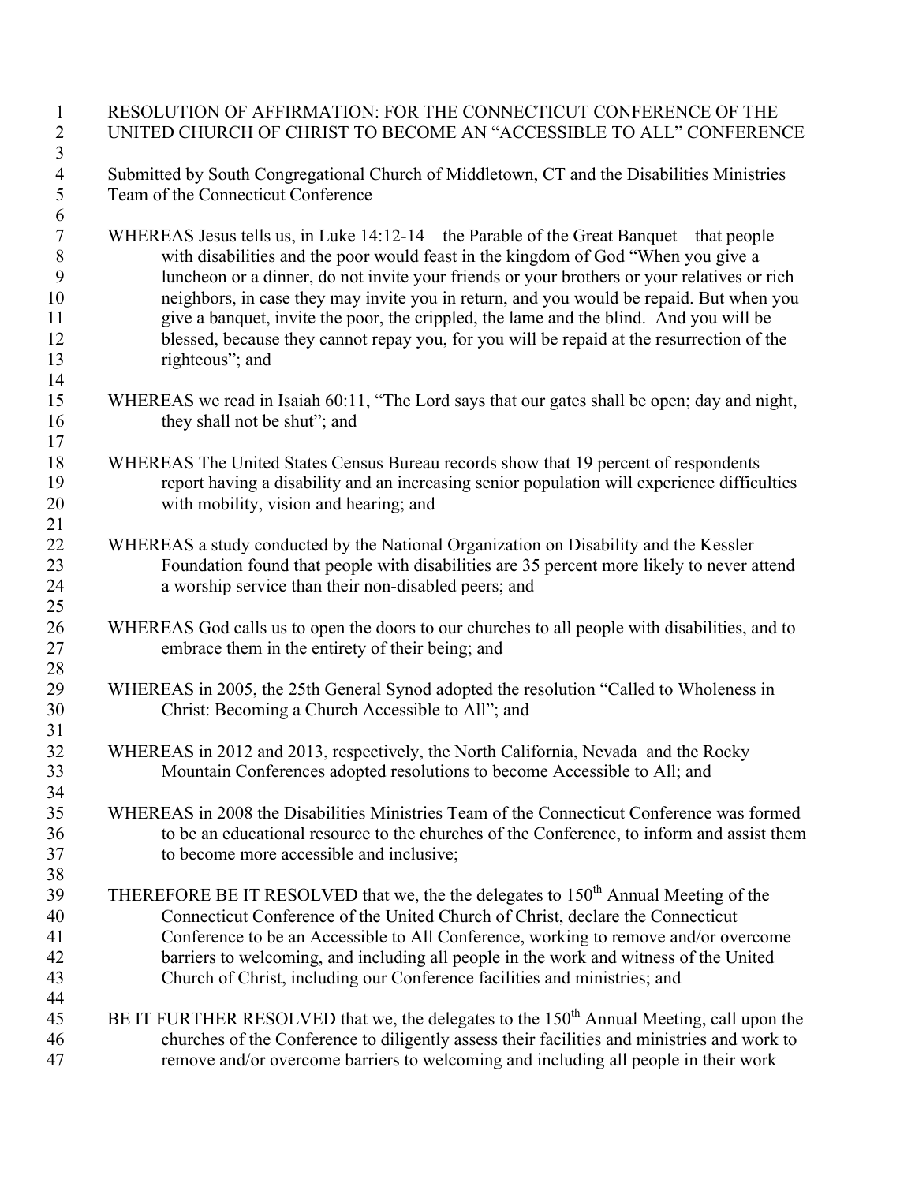# RESOLUTION OF AFFIRMATION: FOR THE CONNECTICUT CONFERENCE OF THE UNITED CHURCH OF CHRIST TO BECOME AN "ACCESSIBLE TO ALL" CONFERENCE

Submitted by South Congregational Church of Middletown, CT and the Disabilities Ministries Team of the Connecticut Conference

WHEREAS Jesus tells us, in Luke 14:12-14 – the Parable of the Great Banquet – that people with disabilities and the poor would feast in the kingdom of God "When you give a luncheon or a dinner, do not invite your friends or your brothers or your relatives or rich neighbors, in case they may invite you in return, and you would be repaid. But when you give a banquet, invite the poor, the crippled, the lame and the blind. And you will be blessed, because they cannot repay you, for you will be repaid at the resurrection of the righteous"; and

WHEREAS we read in Isaiah 60:11, "The Lord says that our gates shall be open; day and night, they shall not be shut"; and

WHEREAS The United States Census Bureau records show that 19 percent of respondents report having a disability and an increasing senior population will experience difficulties with mobility, vision and hearing; and

WHEREAS a study conducted by the National Organization on Disability and the Kessler Foundation found that people with disabilities are 35 percent more likely to never attend a worship service than their non-disabled peers; and

WHEREAS God calls us to open the doors to our churches to all people with disabilities, and to embrace them in the entirety of their being; and

WHEREAS in 2005, the 25th General Synod adopted the resolution "Called to Wholeness in Christ: Becoming a Church Accessible to All"; and

WHEREAS in 2012 and 2013, respectively, the North California, Nevada and the Rocky Mountain Conferences adopted resolutions to become Accessible to All; and

WHEREAS in 2008 the Disabilities Ministries Team of the Connecticut Conference was formed to be an educational resource to the churches of the Conference, to inform and assist them to become more accessible and inclusive;

THEREFORE BE IT RESOLVED that we, the the delegates to 150th Annual Meeting of the Connecticut Conference of the United Church of Christ, declare the Connecticut Conference to be an Accessible to All Conference, working to remove and/or overcome barriers to welcoming, and including all people in the work and witness of the United Church of Christ, including our Conference facilities and ministries; and

BE IT FURTHER RESOLVED that we, the delegates to the 150th Annual Meeting, call upon the churches of the Conference to diligently assess their facilities and ministries and work to remove and/or overcome barriers to welcoming and including all people in their work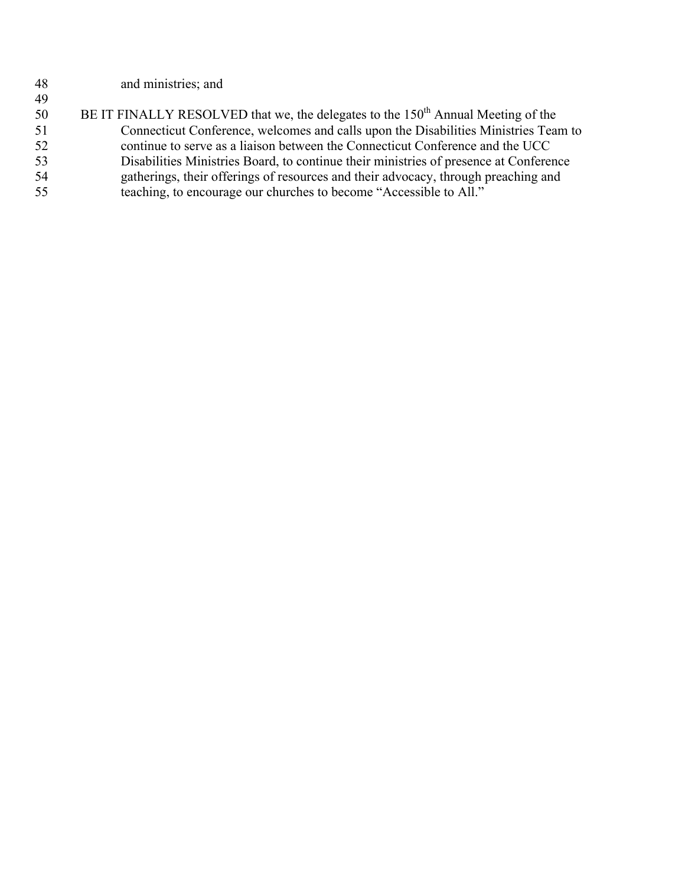and ministries; and

BE IT FINALLY RESOLVED that we, the delegates to the 150th Annual Meeting of the Connecticut Conference, welcomes and calls upon the Disabilities Ministries Team to continue to serve as a liaison between the Connecticut Conference and the UCC Disabilities Ministries Board, to continue their ministries of presence at Conference gatherings, their offerings of resources and their advocacy, through preaching and teaching, to encourage our churches to become "Accessible to All."